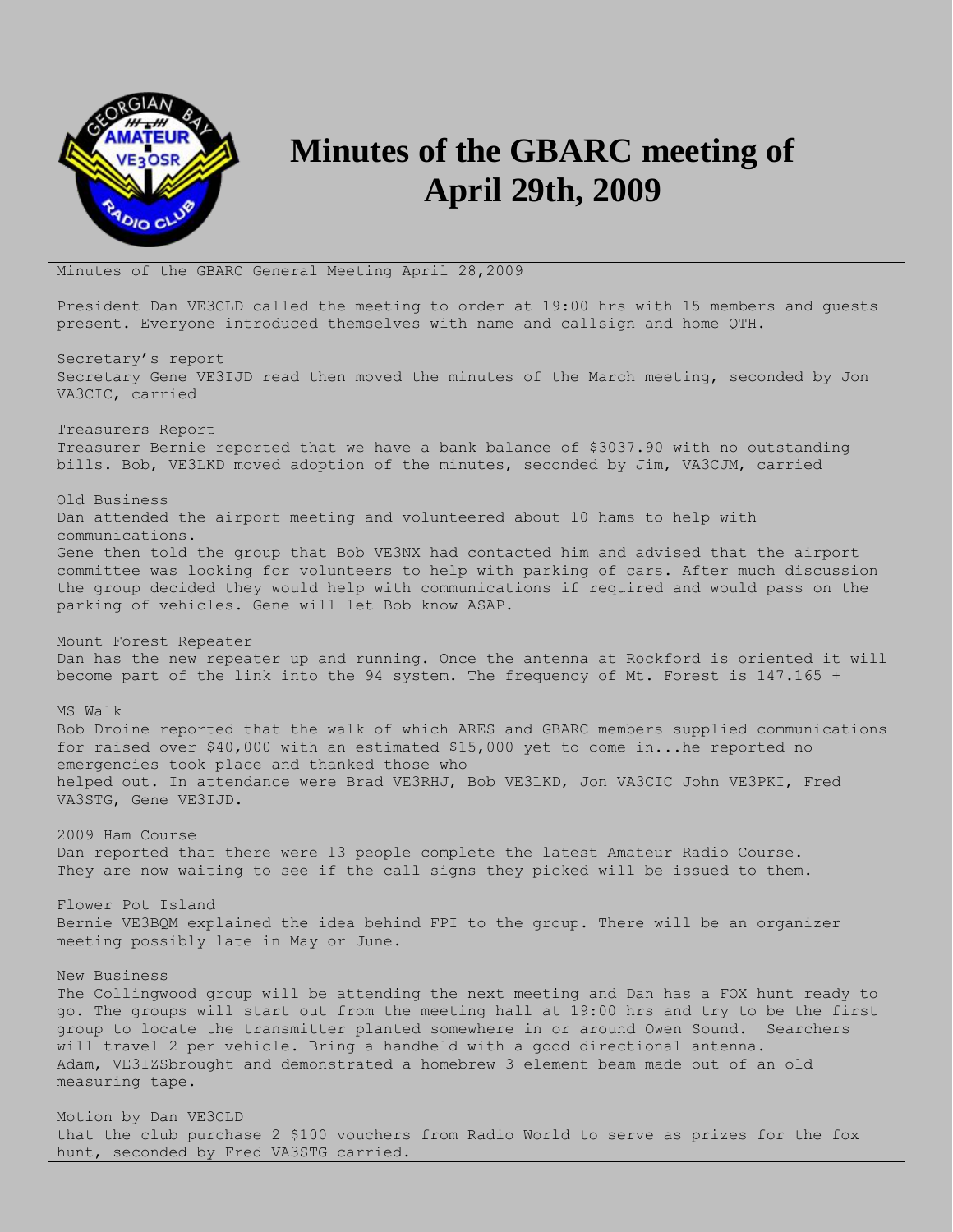# Minutes of the GBARC meeting of April 29th, 2009

Minutes of the GBARC General Meeting April 28,2009

President Dan VE3CLD called the meeting to order at 19:00 hrs with 15 members and guests present. Everyone introduced themselves with name and callsign and home QTH.

Secretary's report

Secretary Gene VE3IJD read then moved the minutes of the March meeting, seconded by Jon VA3CIC, carried

Treasurers Report

Treasurer Bernie reported that we have a bank balance of $3037.90 with no outstanding bills. Bob, VE3LKD moved adoption of the minutes, seconded by Jim, VA3CJM, carried

Old Business

Dan attended the airport meeting and volunteered about 10 hams to help with communications.

Gene then told the group that Bob VE3NX had contacted him and advised that the airport committee was looking for volunteers to help with parking of cars. After much discussion the group decided they would help with communications if required and would pass on the parking of vehicles. Gene will let Bob know ASAP.

Mount Forest Repeater

Dan has the new repeater up and running. Once the antenna at Rockford is oriented it will become part of the link into the 94 system. The frequency of Mt. Forest is 147.165 +

MS Walk

Bob Droine reported that the walk of which ARES and GBARC members supplied communications for raised over $40,000 with an estimated $15,000 yet to come in...he reported no emergencies took place and thanked those who helped out. In attendance were Brad VE3RHJ, Bob VE3LKD, Jon VA3CIC John VE3PKI, Fred VA3STG, Gene VE3IJD.

2009 Ham Course

Dan reported that there were 13 people complete the latest Amateur Radio Course. They are now waiting to see if the call signs they picked will be issued to them.

Flower Pot Island

Bernie VE3BQM explained the idea behind FPI to the group. There will be an organizer meeting possibly late in May or June.

New Business

The Collingwood group will be attending the next meeting and Dan has a FOX hunt ready to go. The groups will start out from the meeting hall at 19:00 hrs and try to be the first group to locate the transmitter planted somewhere in or around Owen Sound. Searchers will travel 2 per vehicle. Bring a handheld with a good directional antenna.

Adam, VE3IZSbrought and demonstrated a homebrew 3 element beam made out of an old measuring tape.

Motion by Dan VE3CLD

that the club purchase 2 $100 vouchers from Radio World to serve as prizes for the fox hunt, seconded by Fred VA3STG carried.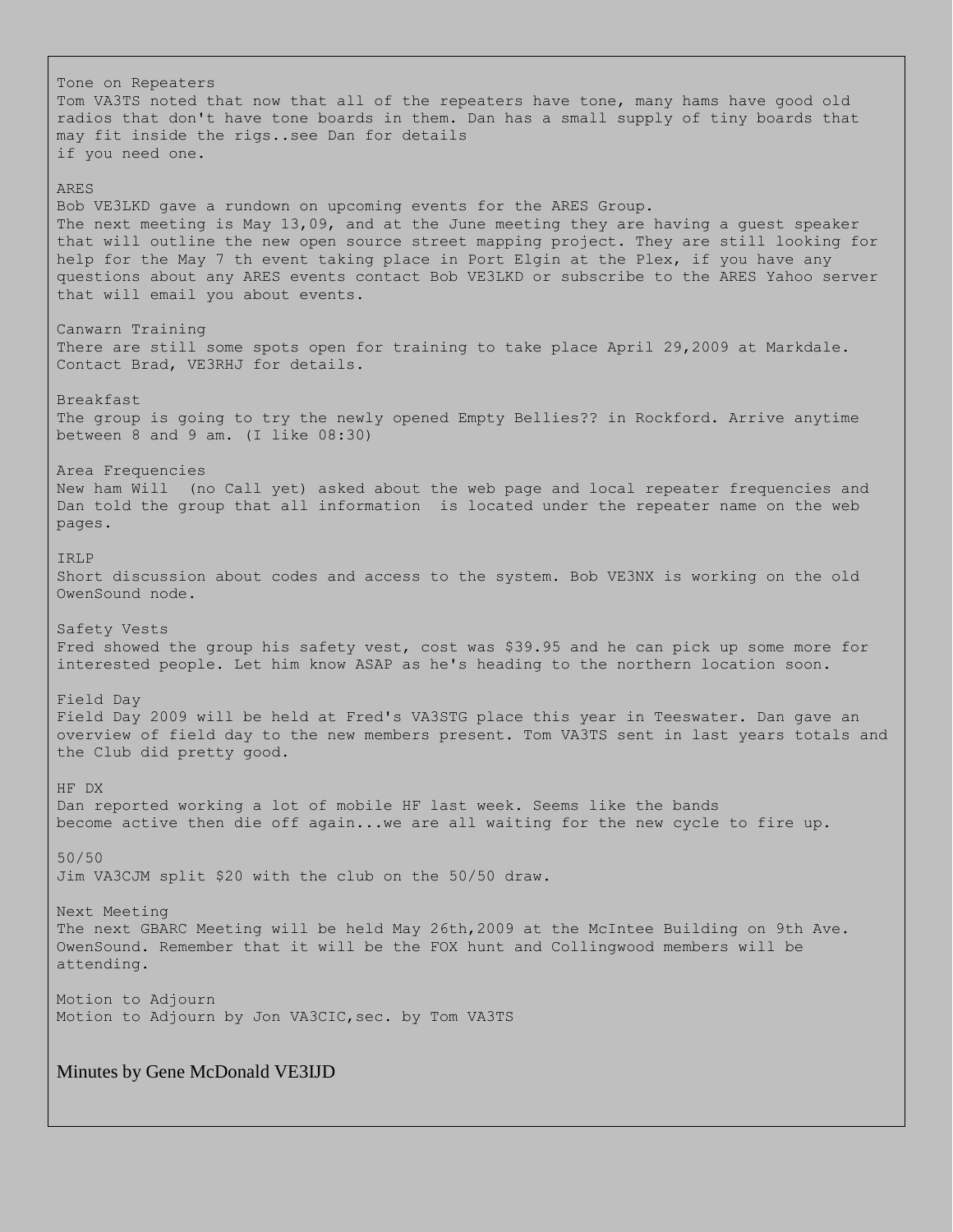### Tone on Repeaters

Tom VA3TS noted that now that all of the repeaters have tone, many hams have good old radios that don't have tone boards in them. Dan has a small supply of tiny boards that may fit inside the rigs..see Dan for details if you need one.

### ARES

Bob VE3LKD gave a rundown on upcoming events for the ARES Group. The next meeting is May 13,09, and at the June meeting they are having a guest speaker that will outline the new open source street mapping project. They are still looking for help for the May 7 th event taking place in Port Elgin at the Plex, if you have any questions about any ARES events contact Bob VE3LKD or subscribe to the ARES Yahoo server that will email you about events.

### Canwarn Training

There are still some spots open for training to take place April 29,2009 at Markdale. Contact Brad, VE3RHJ for details.

### Breakfast

The group is going to try the newly opened Empty Bellies?? in Rockford. Arrive anytime between 8 and 9 am. (I like 08:30)

### Area Frequencies

New ham Will (no Call yet) asked about the web page and local repeater frequencies and Dan told the group that all information is located under the repeater name on the web pages.

### IRLP

Short discussion about codes and access to the system. Bob VE3NX is working on the old OwenSound node.

### Safety Vests

Fred showed the group his safety vest, cost was $39.95 and he can pick up some more for interested people. Let him know ASAP as he's heading to the northern location soon.

### Field Day

Field Day 2009 will be held at Fred's VA3STG place this year in Teeswater. Dan gave an overview of field day to the new members present. Tom VA3TS sent in last years totals and the Club did pretty good.

### HF DX

Dan reported working a lot of mobile HF last week. Seems like the bands become active then die off again...we are all waiting for the new cycle to fire up.

### 50/50

Jim VA3CJM split $20 with the club on the 50/50 draw.

### Next Meeting

The next GBARC Meeting will be held May 26th,2009 at the McIntee Building on 9th Ave. OwenSound. Remember that it will be the FOX hunt and Collingwood members will be attending.

### Motion to Adjourn

Motion to Adjourn by Jon VA3CIC,sec. by Tom VA3TS

Minutes by Gene McDonald VE3IJD